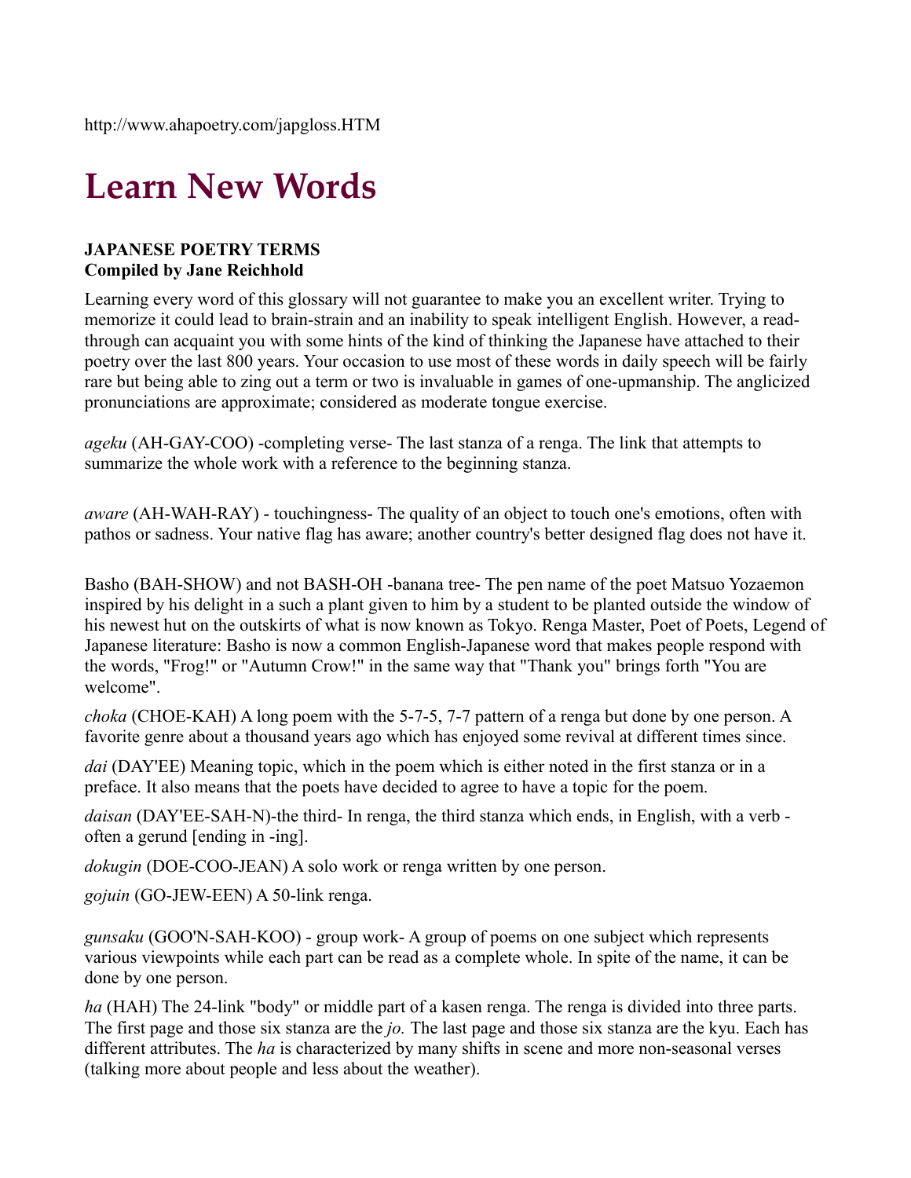http://www.ahapoetry.com/japgloss.HTM

# Learn New Words

**JAPANESE POETRY TERMS**
**Compiled by Jane Reichhold**

Learning every word of this glossary will not guarantee to make you an excellent writer. Trying to memorize it could lead to brain-strain and an inability to speak intelligent English. However, a read-through can acquaint you with some hints of the kind of thinking the Japanese have attached to their poetry over the last 800 years. Your occasion to use most of these words in daily speech will be fairly rare but being able to zing out a term or two is invaluable in games of one-upmanship. The anglicized pronunciations are approximate; considered as moderate tongue exercise.

*ageku* (AH-GAY-COO) -completing verse- The last stanza of a renga. The link that attempts to summarize the whole work with a reference to the beginning stanza.

*aware* (AH-WAH-RAY) - touchingness- The quality of an object to touch one's emotions, often with pathos or sadness. Your native flag has aware; another country's better designed flag does not have it.

Basho (BAH-SHOW) and not BASH-OH -banana tree- The pen name of the poet Matsuo Yozaemon inspired by his delight in a such a plant given to him by a student to be planted outside the window of his newest hut on the outskirts of what is now known as Tokyo. Renga Master, Poet of Poets, Legend of Japanese literature: Basho is now a common English-Japanese word that makes people respond with the words, "Frog!" or "Autumn Crow!" in the same way that "Thank you" brings forth "You are welcome".

*choka* (CHOE-KAH) A long poem with the 5-7-5, 7-7 pattern of a renga but done by one person. A favorite genre about a thousand years ago which has enjoyed some revival at different times since.

*dai* (DAY'EE) Meaning topic, which in the poem which is either noted in the first stanza or in a preface. It also means that the poets have decided to agree to have a topic for the poem.

*daisan* (DAY'EE-SAH-N)-the third- In renga, the third stanza which ends, in English, with a verb - often a gerund [ending in -ing].

*dokugin* (DOE-COO-JEAN) A solo work or renga written by one person.

*gojuin* (GO-JEW-EEN) A 50-link renga.

*gunsaku* (GOO'N-SAH-KOO) - group work- A group of poems on one subject which represents various viewpoints while each part can be read as a complete whole. In spite of the name, it can be done by one person.

*ha* (HAH) The 24-link "body" or middle part of a kasen renga. The renga is divided into three parts. The first page and those six stanza are the *jo.* The last page and those six stanza are the kyu. Each has different attributes. The *ha* is characterized by many shifts in scene and more non-seasonal verses (talking more about people and less about the weather).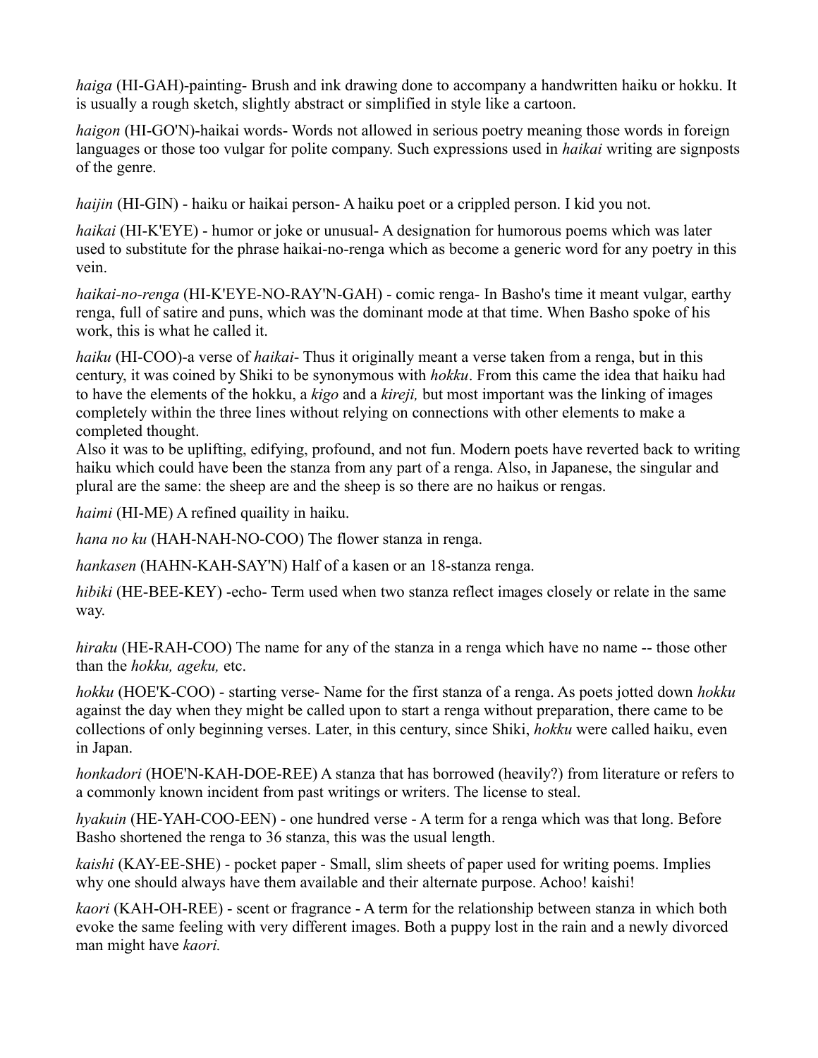*haiga* (HI-GAH)-painting- Brush and ink drawing done to accompany a handwritten haiku or hokku. It is usually a rough sketch, slightly abstract or simplified in style like a cartoon.

*haigon* (HI-GO'N)-haikai words- Words not allowed in serious poetry meaning those words in foreign languages or those too vulgar for polite company. Such expressions used in *haikai* writing are signposts of the genre.

*haijin* (HI-GIN) - haiku or haikai person- A haiku poet or a crippled person. I kid you not.

*haikai* (HI-K'EYE) - humor or joke or unusual- A designation for humorous poems which was later used to substitute for the phrase haikai-no-renga which as become a generic word for any poetry in this vein.

*haikai-no-renga* (HI-K'EYE-NO-RAY'N-GAH) - comic renga- In Basho's time it meant vulgar, earthy renga, full of satire and puns, which was the dominant mode at that time. When Basho spoke of his work, this is what he called it.

*haiku* (HI-COO)-a verse of *haikai*- Thus it originally meant a verse taken from a renga, but in this century, it was coined by Shiki to be synonymous with *hokku*. From this came the idea that haiku had to have the elements of the hokku, a *kigo* and a *kireji,* but most important was the linking of images completely within the three lines without relying on connections with other elements to make a completed thought.
Also it was to be uplifting, edifying, profound, and not fun. Modern poets have reverted back to writing haiku which could have been the stanza from any part of a renga. Also, in Japanese, the singular and plural are the same: the sheep are and the sheep is so there are no haikus or rengas.

*haimi* (HI-ME) A refined quaility in haiku.

*hana no ku* (HAH-NAH-NO-COO) The flower stanza in renga.

*hankasen* (HAHN-KAH-SAY'N) Half of a kasen or an 18-stanza renga.

*hibiki* (HE-BEE-KEY) -echo- Term used when two stanza reflect images closely or relate in the same way.

*hiraku* (HE-RAH-COO) The name for any of the stanza in a renga which have no name -- those other than the *hokku, ageku,* etc.

*hokku* (HOE'K-COO) - starting verse- Name for the first stanza of a renga. As poets jotted down *hokku* against the day when they might be called upon to start a renga without preparation, there came to be collections of only beginning verses. Later, in this century, since Shiki, *hokku* were called haiku, even in Japan.

*honkadori* (HOE'N-KAH-DOE-REE) A stanza that has borrowed (heavily?) from literature or refers to a commonly known incident from past writings or writers. The license to steal.

*hyakuin* (HE-YAH-COO-EEN) - one hundred verse - A term for a renga which was that long. Before Basho shortened the renga to 36 stanza, this was the usual length.

*kaishi* (KAY-EE-SHE) - pocket paper - Small, slim sheets of paper used for writing poems. Implies why one should always have them available and their alternate purpose. Achoo! kaishi!

*kaori* (KAH-OH-REE) - scent or fragrance - A term for the relationship between stanza in which both evoke the same feeling with very different images. Both a puppy lost in the rain and a newly divorced man might have *kaori.*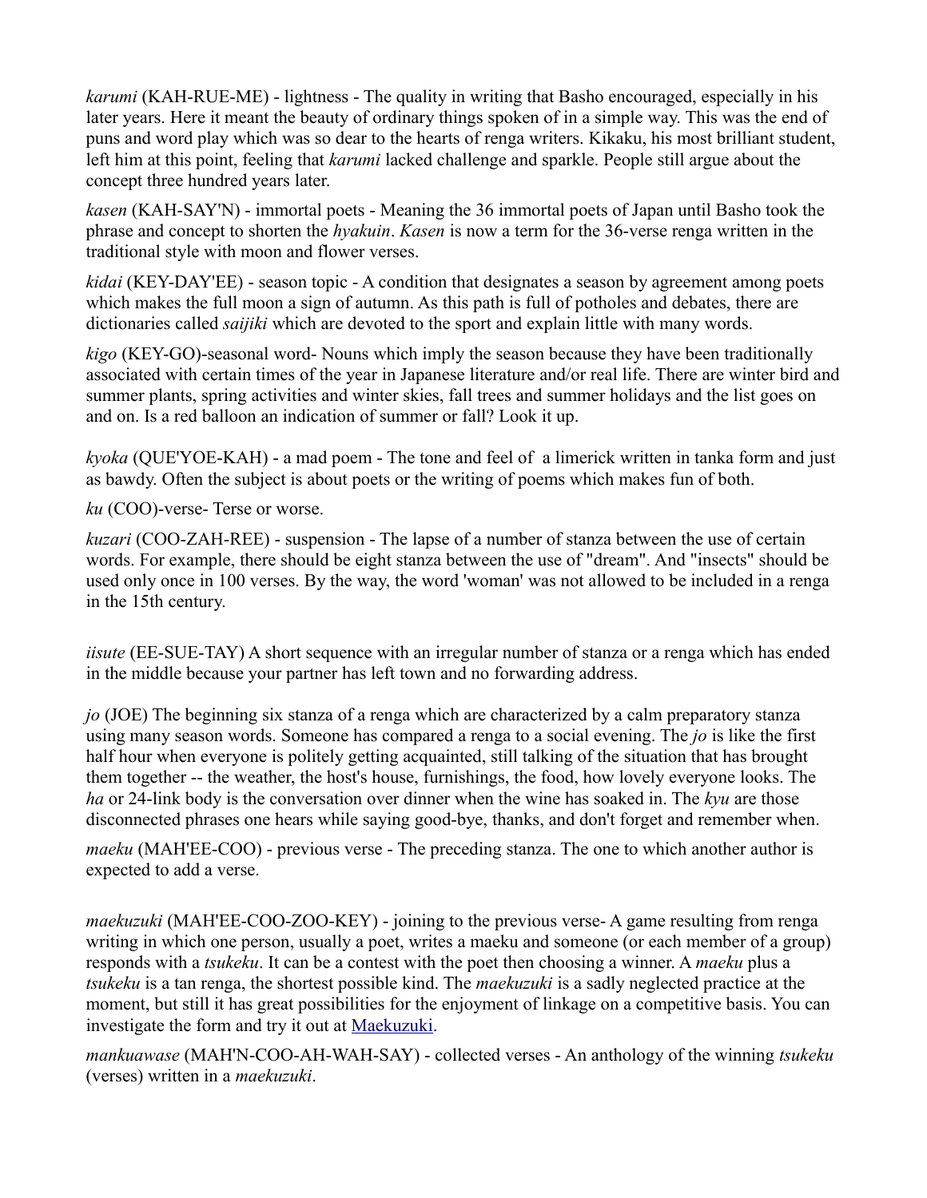*karumi* (KAH-RUE-ME) - lightness - The quality in writing that Basho encouraged, especially in his later years. Here it meant the beauty of ordinary things spoken of in a simple way. This was the end of puns and word play which was so dear to the hearts of renga writers. Kikaku, his most brilliant student, left him at this point, feeling that *karumi* lacked challenge and sparkle. People still argue about the concept three hundred years later.

*kasen* (KAH-SAY'N) - immortal poets - Meaning the 36 immortal poets of Japan until Basho took the phrase and concept to shorten the *hyakuin*. *Kasen* is now a term for the 36-verse renga written in the traditional style with moon and flower verses.

*kidai* (KEY-DAY'EE) - season topic - A condition that designates a season by agreement among poets which makes the full moon a sign of autumn. As this path is full of potholes and debates, there are dictionaries called *saijiki* which are devoted to the sport and explain little with many words.

*kigo* (KEY-GO)-seasonal word- Nouns which imply the season because they have been traditionally associated with certain times of the year in Japanese literature and/or real life. There are winter bird and summer plants, spring activities and winter skies, fall trees and summer holidays and the list goes on and on. Is a red balloon an indication of summer or fall? Look it up.

*kyoka* (QUE'YOE-KAH) - a mad poem - The tone and feel of a limerick written in tanka form and just as bawdy. Often the subject is about poets or the writing of poems which makes fun of both.

*ku* (COO)-verse- Terse or worse.

*kuzari* (COO-ZAH-REE) - suspension - The lapse of a number of stanza between the use of certain words. For example, there should be eight stanza between the use of "dream". And "insects" should be used only once in 100 verses. By the way, the word 'woman' was not allowed to be included in a renga in the 15th century.

*iisute* (EE-SUE-TAY) A short sequence with an irregular number of stanza or a renga which has ended in the middle because your partner has left town and no forwarding address.

*jo* (JOE) The beginning six stanza of a renga which are characterized by a calm preparatory stanza using many season words. Someone has compared a renga to a social evening. The *jo* is like the first half hour when everyone is politely getting acquainted, still talking of the situation that has brought them together -- the weather, the host's house, furnishings, the food, how lovely everyone looks. The *ha* or 24-link body is the conversation over dinner when the wine has soaked in. The *kyu* are those disconnected phrases one hears while saying good-bye, thanks, and don't forget and remember when.

*maeku* (MAH'EE-COO) - previous verse - The preceding stanza. The one to which another author is expected to add a verse.

*maekuzuki* (MAH'EE-COO-ZOO-KEY) - joining to the previous verse- A game resulting from renga writing in which one person, usually a poet, writes a maeku and someone (or each member of a group) responds with a *tsukeku*. It can be a contest with the poet then choosing a winner. A *maeku* plus a *tsukeku* is a tan renga, the shortest possible kind. The *maekuzuki* is a sadly neglected practice at the moment, but still it has great possibilities for the enjoyment of linkage on a competitive basis. You can investigate the form and try it out at Maekuzuki.

*mankuawase* (MAH'N-COO-AH-WAH-SAY) - collected verses - An anthology of the winning *tsukeku* (verses) written in a *maekuzuki*.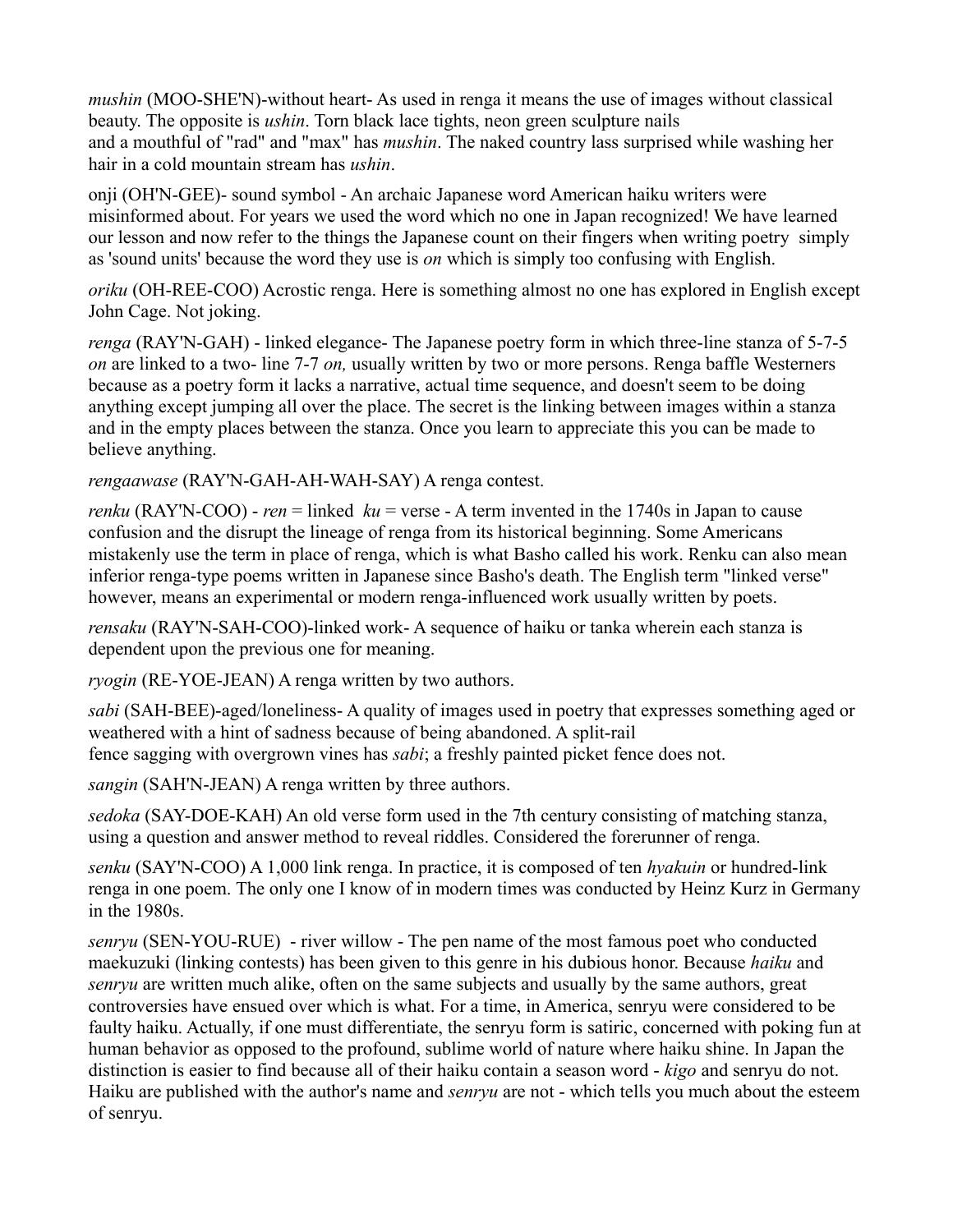*mushin* (MOO-SHE'N)-without heart- As used in renga it means the use of images without classical beauty. The opposite is *ushin*. Torn black lace tights, neon green sculpture nails
and a mouthful of "rad" and "max" has *mushin*. The naked country lass surprised while washing her hair in a cold mountain stream has *ushin*.

onji (OH'N-GEE)- sound symbol - An archaic Japanese word American haiku writers were misinformed about. For years we used the word which no one in Japan recognized! We have learned our lesson and now refer to the things the Japanese count on their fingers when writing poetry simply as 'sound units' because the word they use is *on* which is simply too confusing with English.

*oriku* (OH-REE-COO) Acrostic renga. Here is something almost no one has explored in English except John Cage. Not joking.

*renga* (RAY'N-GAH) - linked elegance- The Japanese poetry form in which three-line stanza of 5-7-5 *on* are linked to a two- line 7-7 *on,* usually written by two or more persons. Renga baffle Westerners because as a poetry form it lacks a narrative, actual time sequence, and doesn't seem to be doing anything except jumping all over the place. The secret is the linking between images within a stanza and in the empty places between the stanza. Once you learn to appreciate this you can be made to believe anything.

*rengaawase* (RAY'N-GAH-AH-WAH-SAY) A renga contest.

*renku* (RAY'N-COO) - *ren* = linked *ku* = verse - A term invented in the 1740s in Japan to cause confusion and the disrupt the lineage of renga from its historical beginning. Some Americans mistakenly use the term in place of renga, which is what Basho called his work. Renku can also mean inferior renga-type poems written in Japanese since Basho's death. The English term "linked verse" however, means an experimental or modern renga-influenced work usually written by poets.

*rensaku* (RAY'N-SAH-COO)-linked work- A sequence of haiku or tanka wherein each stanza is dependent upon the previous one for meaning.

*ryogin* (RE-YOE-JEAN) A renga written by two authors.

*sabi* (SAH-BEE)-aged/loneliness- A quality of images used in poetry that expresses something aged or weathered with a hint of sadness because of being abandoned. A split-rail
fence sagging with overgrown vines has *sabi*; a freshly painted picket fence does not.

*sangin* (SAH'N-JEAN) A renga written by three authors.

*sedoka* (SAY-DOE-KAH) An old verse form used in the 7th century consisting of matching stanza, using a question and answer method to reveal riddles. Considered the forerunner of renga.

*senku* (SAY'N-COO) A 1,000 link renga. In practice, it is composed of ten *hyakuin* or hundred-link renga in one poem. The only one I know of in modern times was conducted by Heinz Kurz in Germany in the 1980s.

*senryu* (SEN-YOU-RUE) - river willow - The pen name of the most famous poet who conducted maekuzuki (linking contests) has been given to this genre in his dubious honor. Because *haiku* and *senryu* are written much alike, often on the same subjects and usually by the same authors, great controversies have ensued over which is what. For a time, in America, senryu were considered to be faulty haiku. Actually, if one must differentiate, the senryu form is satiric, concerned with poking fun at human behavior as opposed to the profound, sublime world of nature where haiku shine. In Japan the distinction is easier to find because all of their haiku contain a season word - *kigo* and senryu do not. Haiku are published with the author's name and *senryu* are not - which tells you much about the esteem of senryu.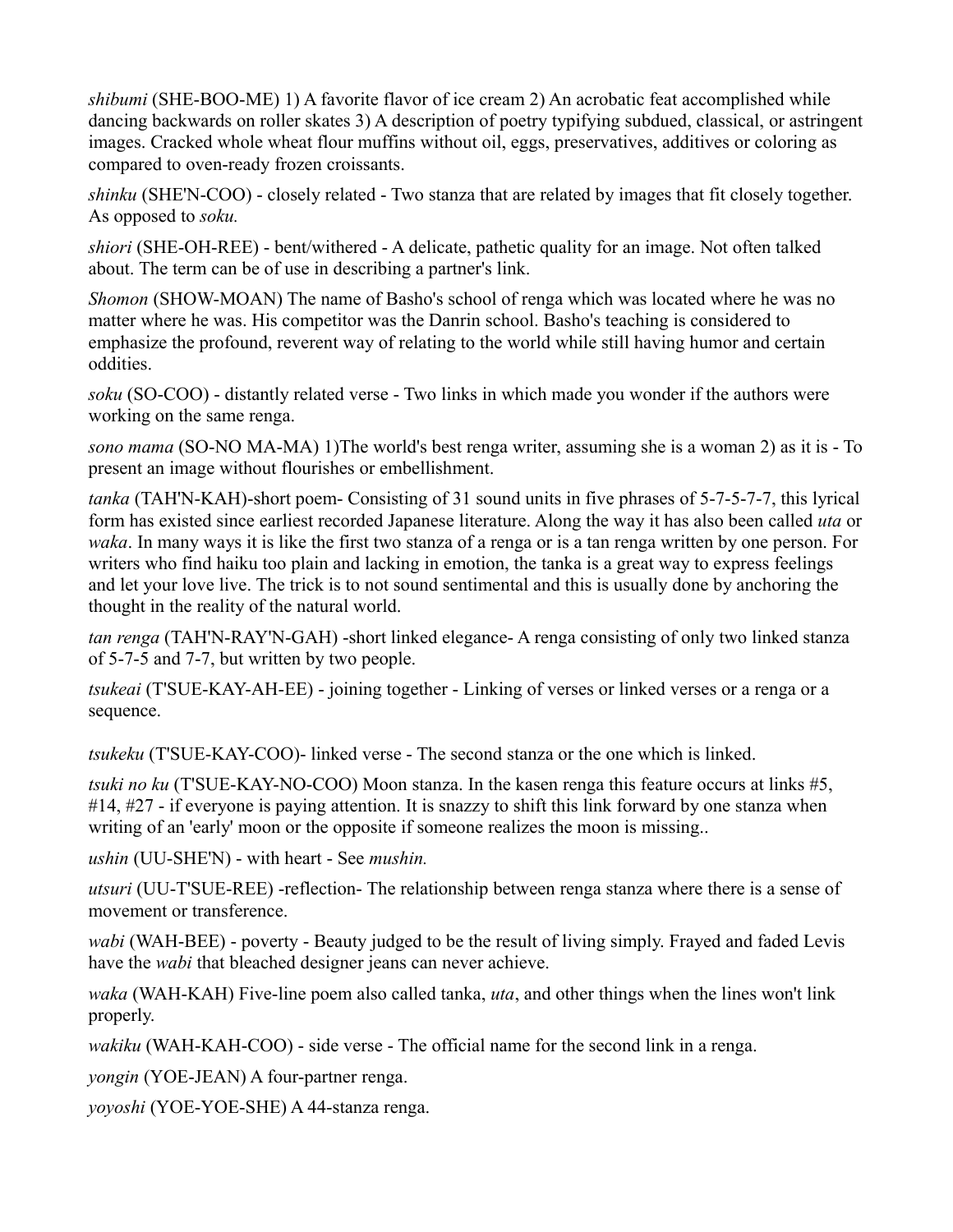*shibumi* (SHE-BOO-ME) 1) A favorite flavor of ice cream 2) An acrobatic feat accomplished while dancing backwards on roller skates 3) A description of poetry typifying subdued, classical, or astringent images. Cracked whole wheat flour muffins without oil, eggs, preservatives, additives or coloring as compared to oven-ready frozen croissants.

*shinku* (SHE'N-COO) - closely related - Two stanza that are related by images that fit closely together. As opposed to *soku.*

*shiori* (SHE-OH-REE) - bent/withered - A delicate, pathetic quality for an image. Not often talked about. The term can be of use in describing a partner's link.

*Shomon* (SHOW-MOAN) The name of Basho's school of renga which was located where he was no matter where he was. His competitor was the Danrin school. Basho's teaching is considered to emphasize the profound, reverent way of relating to the world while still having humor and certain oddities.

*soku* (SO-COO) - distantly related verse - Two links in which made you wonder if the authors were working on the same renga.

*sono mama* (SO-NO MA-MA) 1)The world's best renga writer, assuming she is a woman 2) as it is - To present an image without flourishes or embellishment.

*tanka* (TAH'N-KAH)-short poem- Consisting of 31 sound units in five phrases of 5-7-5-7-7, this lyrical form has existed since earliest recorded Japanese literature. Along the way it has also been called *uta* or *waka*. In many ways it is like the first two stanza of a renga or is a tan renga written by one person. For writers who find haiku too plain and lacking in emotion, the tanka is a great way to express feelings and let your love live. The trick is to not sound sentimental and this is usually done by anchoring the thought in the reality of the natural world.

*tan renga* (TAH'N-RAY'N-GAH) -short linked elegance- A renga consisting of only two linked stanza of 5-7-5 and 7-7, but written by two people.

*tsukeai* (T'SUE-KAY-AH-EE) - joining together - Linking of verses or linked verses or a renga or a sequence.

*tsukeku* (T'SUE-KAY-COO)- linked verse - The second stanza or the one which is linked.

*tsuki no ku* (T'SUE-KAY-NO-COO) Moon stanza. In the kasen renga this feature occurs at links #5, #14, #27 - if everyone is paying attention. It is snazzy to shift this link forward by one stanza when writing of an 'early' moon or the opposite if someone realizes the moon is missing..

*ushin* (UU-SHE'N) - with heart - See *mushin.*

*utsuri* (UU-T'SUE-REE) -reflection- The relationship between renga stanza where there is a sense of movement or transference.

*wabi* (WAH-BEE) - poverty - Beauty judged to be the result of living simply. Frayed and faded Levis have the *wabi* that bleached designer jeans can never achieve.

*waka* (WAH-KAH) Five-line poem also called tanka, *uta*, and other things when the lines won't link properly.

*wakiku* (WAH-KAH-COO) - side verse - The official name for the second link in a renga.

*yongin* (YOE-JEAN) A four-partner renga.

*yoyoshi* (YOE-YOE-SHE) A 44-stanza renga.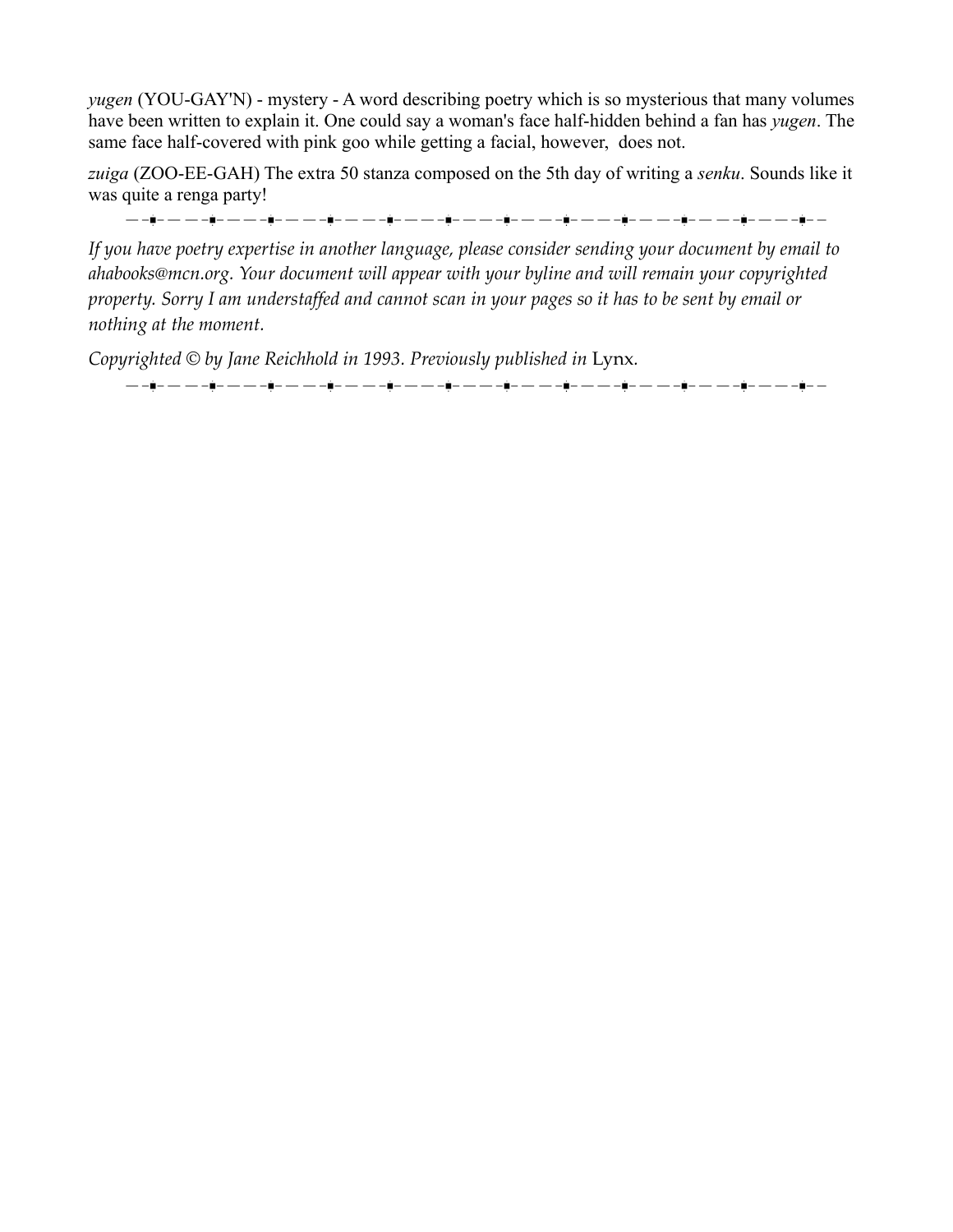*yugen* (YOU-GAY'N) - mystery - A word describing poetry which is so mysterious that many volumes have been written to explain it. One could say a woman's face half-hidden behind a fan has *yugen*. The same face half-covered with pink goo while getting a facial, however, does not.

*zuiga* (ZOO-EE-GAH) The extra 50 stanza composed on the 5th day of writing a *senku*. Sounds like it was quite a renga party!

---

*If you have poetry expertise in another language, please consider sending your document by email to ahabooks@mcn.org. Your document will appear with your byline and will remain your copyrighted property. Sorry I am understaffed and cannot scan in your pages so it has to be sent by email or nothing at the moment.*

*Copyrighted © by Jane Reichhold in 1993. Previously published in* Lynx.

---